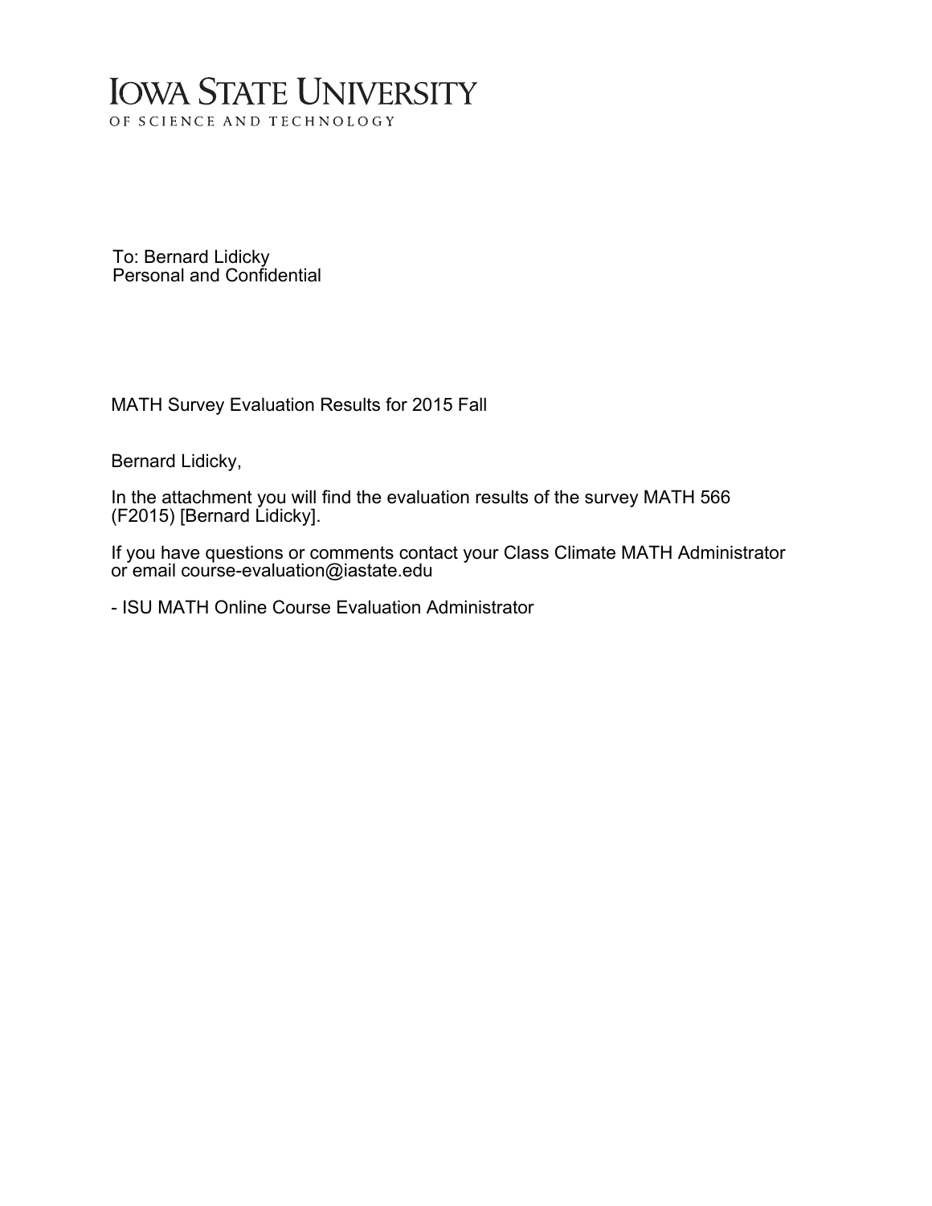# IOWA STATE UNIVERSITY
OF SCIENCE AND TECHNOLOGY

To: Bernard Lidicky
Personal and Confidential

MATH Survey Evaluation Results for 2015 Fall

Bernard Lidicky,

In the attachment you will find the evaluation results of the survey MATH 566 (F2015) [Bernard Lidicky].

If you have questions or comments contact your Class Climate MATH Administrator or email course-evaluation@iastate.edu

- ISU MATH Online Course Evaluation Administrator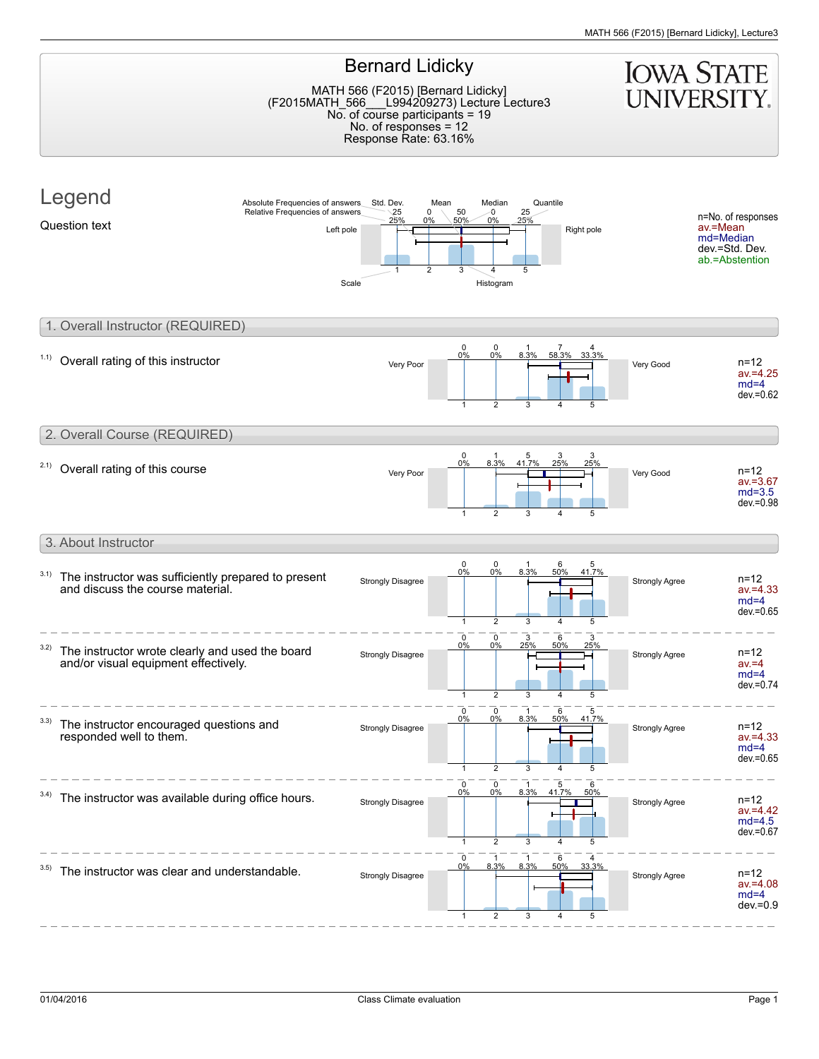# Bernard Lidicky

MATH 566 (F2015) [Bernard Lidicky]
(F2015MATH_566___L994209273) Lecture Lecture3
No. of course participants = 19
No. of responses = 12
Response Rate: 63.16%

## Legend

Question text

Legend labels: Absolute Frequencies of answers, Relative Frequencies of answers, Std. Dev., Mean, Median, Quantile, Left pole, Right pole, Scale, Histogram

n=No. of responses
av.=Mean
md=Median
dev.=Std. Dev.
ab.=Abstention

## 1. Overall Instructor (REQUIRED)

1.1) Overall rating of this instructor

| Left pole | 1 | 2 | 3 | 4 | 5 | Right pole | Statistics |
|---|---|---|---|---|---|---|---|
| Very Poor | 0 (0%) | 0 (0%) | 1 (8.3%) | 7 (58.3%) | 4 (33.3%) | Very Good | n=12, av.=4.25, md=4, dev.=0.62 |

## 2. Overall Course (REQUIRED)

2.1) Overall rating of this course

| Left pole | 1 | 2 | 3 | 4 | 5 | Right pole | Statistics |
|---|---|---|---|---|---|---|---|
| Very Poor | 0 (0%) | 1 (8.3%) | 5 (41.7%) | 3 (25%) | 3 (25%) | Very Good | n=12, av.=3.67, md=3.5, dev.=0.98 |

## 3. About Instructor

| Question | Left pole | 1 | 2 | 3 | 4 | 5 | Right pole | Statistics |
|---|---|---|---|---|---|---|---|---|
| 3.1) The instructor was sufficiently prepared to present and discuss the course material. | Strongly Disagree | 0 (0%) | 0 (0%) | 1 (8.3%) | 6 (50%) | 5 (41.7%) | Strongly Agree | n=12, av.=4.33, md=4, dev.=0.65 |
| 3.2) The instructor wrote clearly and used the board and/or visual equipment effectively. | Strongly Disagree | 0 (0%) | 0 (0%) | 3 (25%) | 6 (50%) | 3 (25%) | Strongly Agree | n=12, av.=4, md=4, dev.=0.74 |
| 3.3) The instructor encouraged questions and responded well to them. | Strongly Disagree | 0 (0%) | 0 (0%) | 1 (8.3%) | 6 (50%) | 5 (41.7%) | Strongly Agree | n=12, av.=4.33, md=4, dev.=0.65 |
| 3.4) The instructor was available during office hours. | Strongly Disagree | 0 (0%) | 0 (0%) | 1 (8.3%) | 5 (41.7%) | 6 (50%) | Strongly Agree | n=12, av.=4.42, md=4.5, dev.=0.67 |
| 3.5) The instructor was clear and understandable. | Strongly Disagree | 0 (0%) | 1 (8.3%) | 1 (8.3%) | 6 (50%) | 4 (33.3%) | Strongly Agree | n=12, av.=4.08, md=4, dev.=0.9 |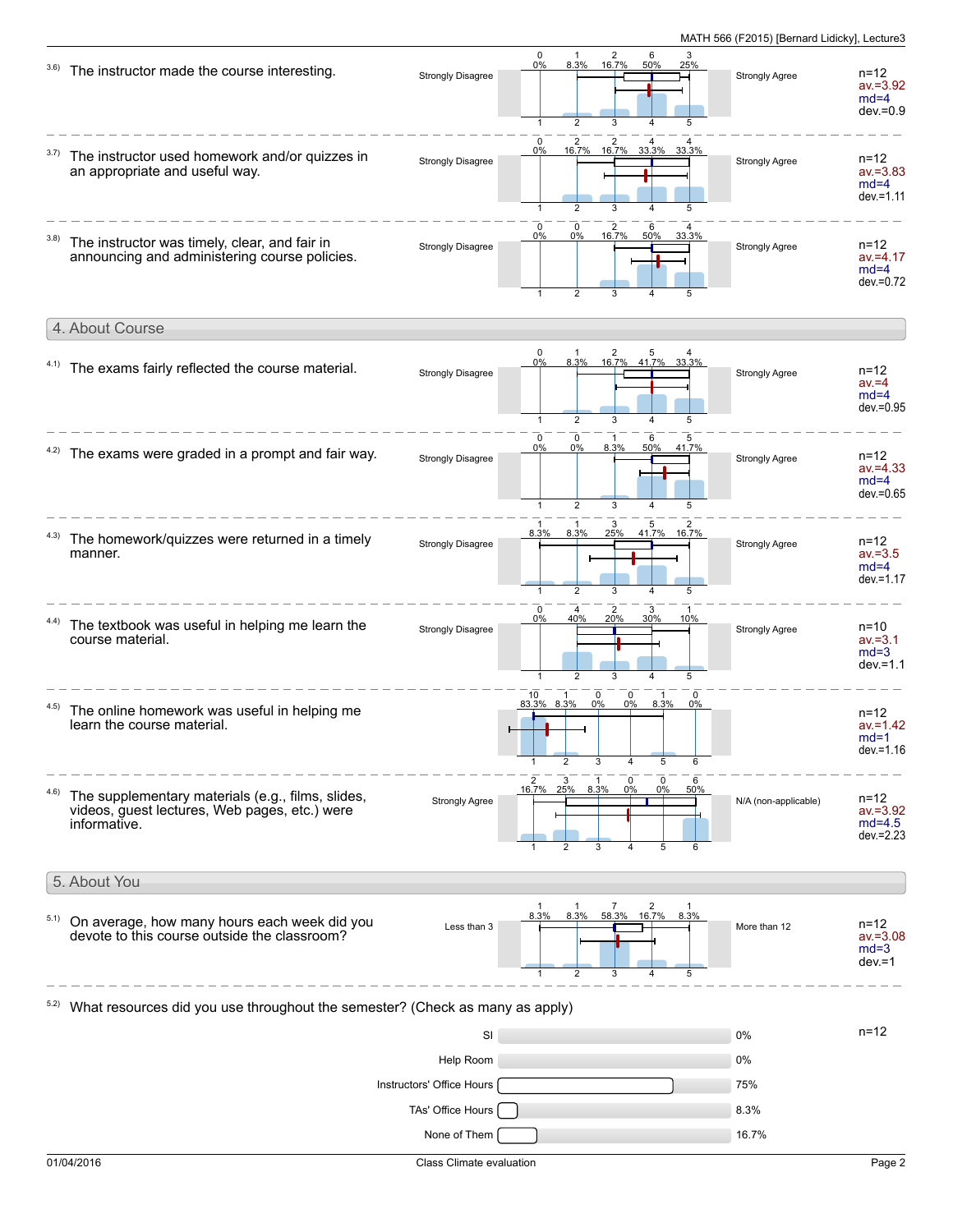3.6) The instructor made the course interesting.

| | Strongly Disagree 1 | 2 | 3 | 4 | 5 Strongly Agree | |
|---|---|---|---|---|---|---|
| Count | 0 | 1 | 2 | 6 | 3 | n=12 |
| % | 0% | 8.3% | 16.7% | 50% | 25% | av.=3.92, md=4, dev.=0.9 |

3.7) The instructor used homework and/or quizzes in an appropriate and useful way.

| | Strongly Disagree 1 | 2 | 3 | 4 | 5 Strongly Agree | |
|---|---|---|---|---|---|---|
| Count | 0 | 2 | 2 | 4 | 4 | n=12 |
| % | 0% | 16.7% | 16.7% | 33.3% | 33.3% | av.=3.83, md=4, dev.=1.11 |

3.8) The instructor was timely, clear, and fair in announcing and administering course policies.

| | Strongly Disagree 1 | 2 | 3 | 4 | 5 Strongly Agree | |
|---|---|---|---|---|---|---|
| Count | 0 | 0 | 2 | 6 | 4 | n=12 |
| % | 0% | 0% | 16.7% | 50% | 33.3% | av.=4.17, md=4, dev.=0.72 |

## 4. About Course

4.1) The exams fairly reflected the course material.

| | Strongly Disagree 1 | 2 | 3 | 4 | 5 Strongly Agree | |
|---|---|---|---|---|---|---|
| Count | 0 | 1 | 2 | 5 | 4 | n=12 |
| % | 0% | 8.3% | 16.7% | 41.7% | 33.3% | av.=4, md=4, dev.=0.95 |

4.2) The exams were graded in a prompt and fair way.

| | Strongly Disagree 1 | 2 | 3 | 4 | 5 Strongly Agree | |
|---|---|---|---|---|---|---|
| Count | 0 | 0 | 1 | 6 | 5 | n=12 |
| % | 0% | 0% | 8.3% | 50% | 41.7% | av.=4.33, md=4, dev.=0.65 |

4.3) The homework/quizzes were returned in a timely manner.

| | Strongly Disagree 1 | 2 | 3 | 4 | 5 Strongly Agree | |
|---|---|---|---|---|---|---|
| Count | 1 | 1 | 3 | 5 | 2 | n=12 |
| % | 8.3% | 8.3% | 25% | 41.7% | 16.7% | av.=3.5, md=4, dev.=1.17 |

4.4) The textbook was useful in helping me learn the course material.

| | Strongly Disagree 1 | 2 | 3 | 4 | 5 Strongly Agree | |
|---|---|---|---|---|---|---|
| Count | 0 | 4 | 2 | 3 | 1 | n=10 |
| % | 0% | 40% | 20% | 30% | 10% | av.=3.1, md=3, dev.=1.1 |

4.5) The online homework was useful in helping me learn the course material.

| | 1 | 2 | 3 | 4 | 5 | 6 | |
|---|---|---|---|---|---|---|---|
| Count | 10 | 1 | 0 | 0 | 1 | 0 | n=12 |
| % | 83.3% | 8.3% | 0% | 0% | 8.3% | 0% | av.=1.42, md=1, dev.=1.16 |

4.6) The supplementary materials (e.g., films, slides, videos, guest lectures, Web pages, etc.) were informative.

| | Strongly Agree 1 | 2 | 3 | 4 | 5 | 6 N/A (non-applicable) | |
|---|---|---|---|---|---|---|---|
| Count | 2 | 3 | 1 | 0 | 0 | 6 | n=12 |
| % | 16.7% | 25% | 8.3% | 0% | 0% | 50% | av.=3.92, md=4.5, dev.=2.23 |

## 5. About You

5.1) On average, how many hours each week did you devote to this course outside the classroom?

| | Less than 3 1 | 2 | 3 | 4 | 5 More than 12 | |
|---|---|---|---|---|---|---|
| Count | 1 | 1 | 7 | 2 | 1 | n=12 |
| % | 8.3% | 8.3% | 58.3% | 16.7% | 8.3% | av.=3.08, md=3, dev.=1 |

5.2) What resources did you use throughout the semester? (Check as many as apply)

n=12

| Resource | % |
|---|---|
| SI | 0% |
| Help Room | 0% |
| Instructors' Office Hours | 75% |
| TAs' Office Hours | 8.3% |
| None of Them | 16.7% |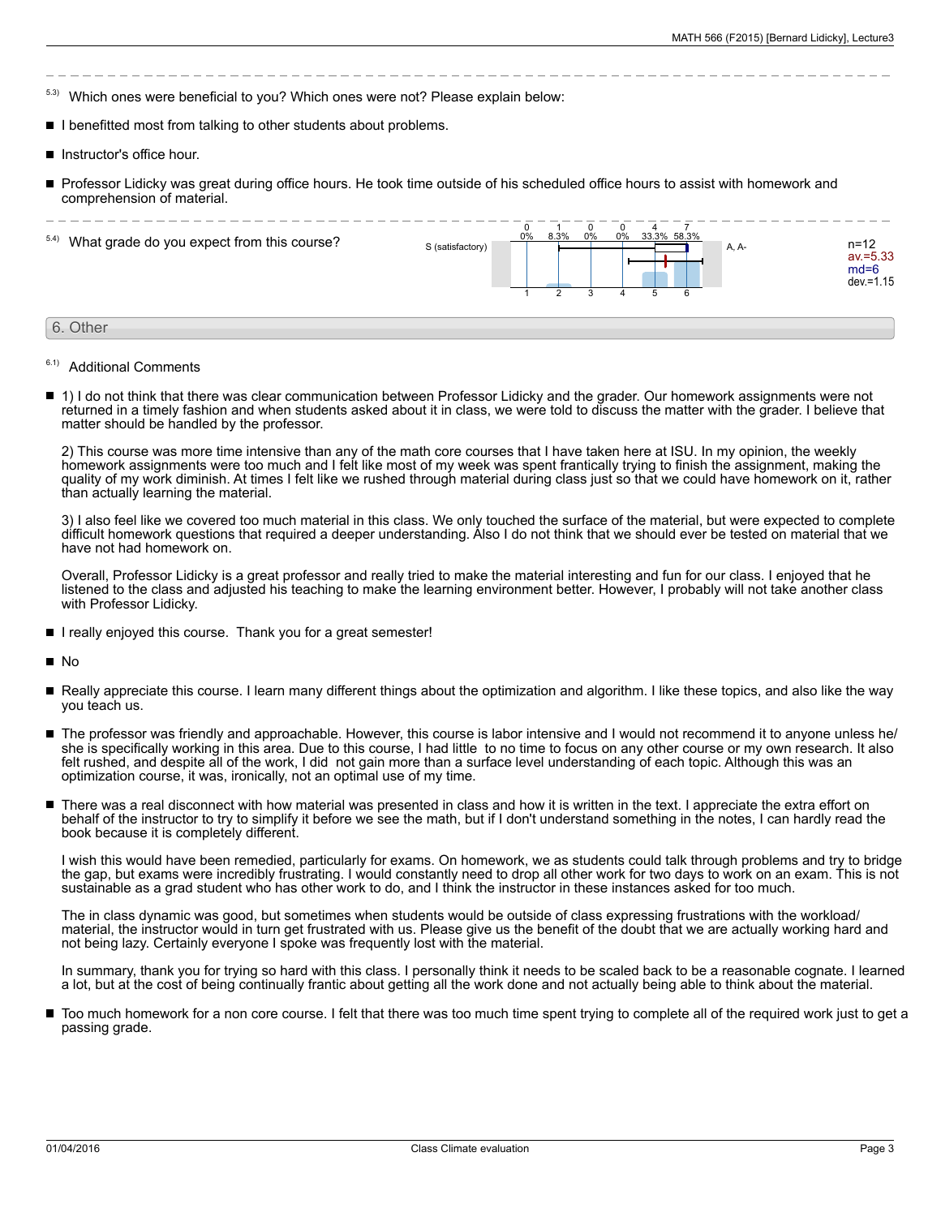[5.3)] Which ones were beneficial to you? Which ones were not? Please explain below:

- I benefitted most from talking to other students about problems.
- Instructor's office hour.
- Professor Lidicky was great during office hours. He took time outside of his scheduled office hours to assist with homework and comprehension of material.

[5.4)] What grade do you expect from this course?

| S (satisfactory) | 1 | 2 | 3 | 4 | 5 | 6 | A, A- |
|---|---|---|---|---|---|---|---|
| Count | 0 | 1 | 0 | 0 | 4 | 7 | |
| Percent | 0% | 8.3% | 0% | 0% | 33.3% | 58.3% | |

n=12
av.=5.33
md=6
dev.=1.15

## 6. Other

[6.1)] Additional Comments

- 1) I do not think that there was clear communication between Professor Lidicky and the grader. Our homework assignments were not returned in a timely fashion and when students asked about it in class, we were told to discuss the matter with the grader. I believe that matter should be handled by the professor.

  2) This course was more time intensive than any of the math core courses that I have taken here at ISU. In my opinion, the weekly homework assignments were too much and I felt like most of my week was spent frantically trying to finish the assignment, making the quality of my work diminish. At times I felt like we rushed through material during class just so that we could have homework on it, rather than actually learning the material.

  3) I also feel like we covered too much material in this class. We only touched the surface of the material, but were expected to complete difficult homework questions that required a deeper understanding. Also I do not think that we should ever be tested on material that we have not had homework on.

  Overall, Professor Lidicky is a great professor and really tried to make the material interesting and fun for our class. I enjoyed that he listened to the class and adjusted his teaching to make the learning environment better. However, I probably will not take another class with Professor Lidicky.

- I really enjoyed this course. Thank you for a great semester!

- No

- Really appreciate this course. I learn many different things about the optimization and algorithm. I like these topics, and also like the way you teach us.

- The professor was friendly and approachable. However, this course is labor intensive and I would not recommend it to anyone unless he/she is specifically working in this area. Due to this course, I had little to no time to focus on any other course or my own research. It also felt rushed, and despite all of the work, I did not gain more than a surface level understanding of each topic. Although this was an optimization course, it was, ironically, not an optimal use of my time.

- There was a real disconnect with how material was presented in class and how it is written in the text. I appreciate the extra effort on behalf of the instructor to try to simplify it before we see the math, but if I don't understand something in the notes, I can hardly read the book because it is completely different.

  I wish this would have been remedied, particularly for exams. On homework, we as students could talk through problems and try to bridge the gap, but exams were incredibly frustrating. I would constantly need to drop all other work for two days to work on an exam. This is not sustainable as a grad student who has other work to do, and I think the instructor in these instances asked for too much.

  The in class dynamic was good, but sometimes when students would be outside of class expressing frustrations with the workload/material, the instructor would in turn get frustrated with us. Please give us the benefit of the doubt that we are actually working hard and not being lazy. Certainly everyone I spoke was frequently lost with the material.

  In summary, thank you for trying so hard with this class. I personally think it needs to be scaled back to be a reasonable cognate. I learned a lot, but at the cost of being continually frantic about getting all the work done and not actually being able to think about the material.

- Too much homework for a non core course. I felt that there was too much time spent trying to complete all of the required work just to get a passing grade.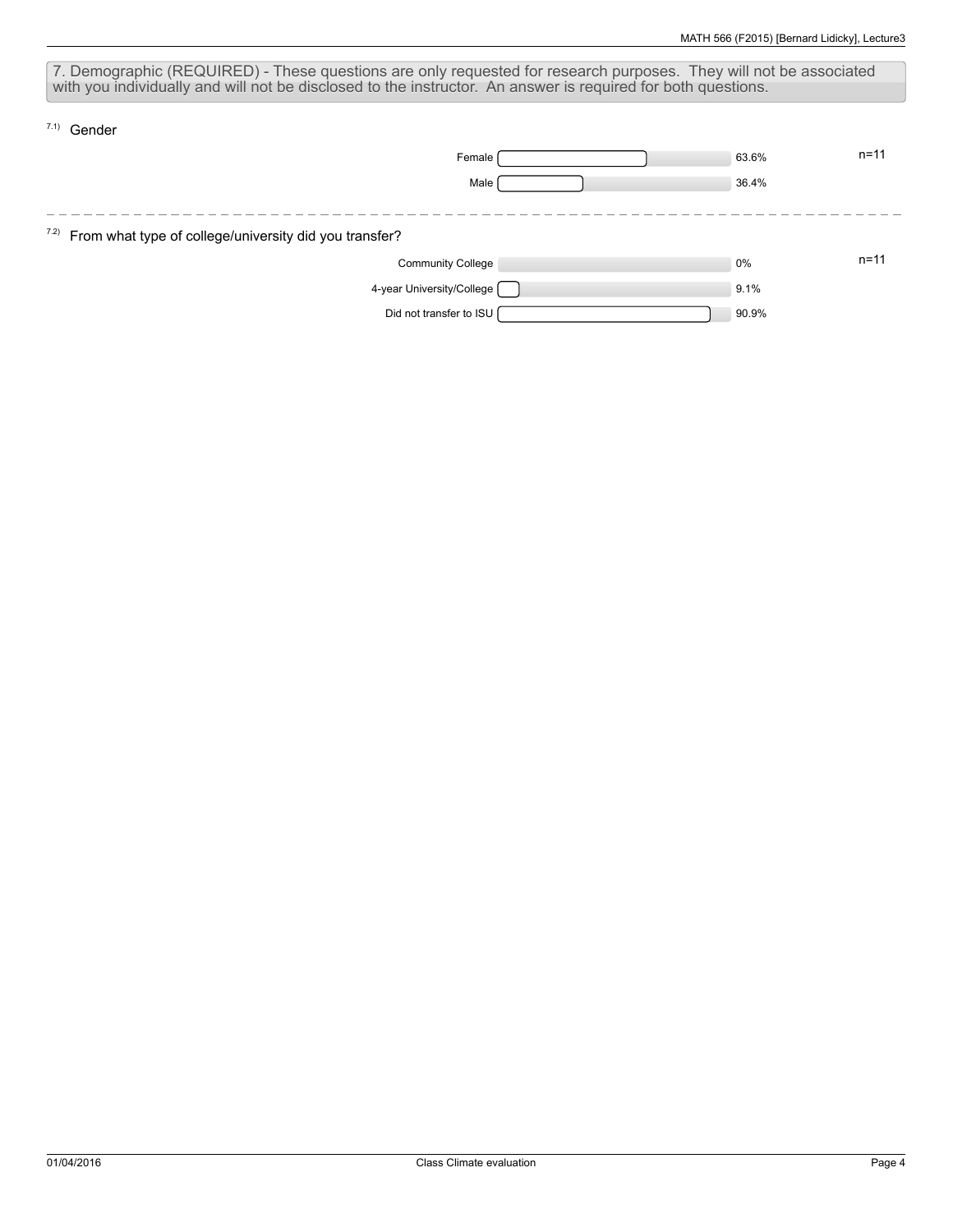## 7. Demographic (REQUIRED) - These questions are only requested for research purposes. They will not be associated with you individually and will not be disclosed to the instructor. An answer is required for both questions.

### 7.1) Gender

| Response | Percentage |
|---|---|
| Female | 63.6% |
| Male | 36.4% |

n=11

### 7.2) From what type of college/university did you transfer?

| Response | Percentage |
|---|---|
| Community College | 0% |
| 4-year University/College | 9.1% |
| Did not transfer to ISU | 90.9% |

n=11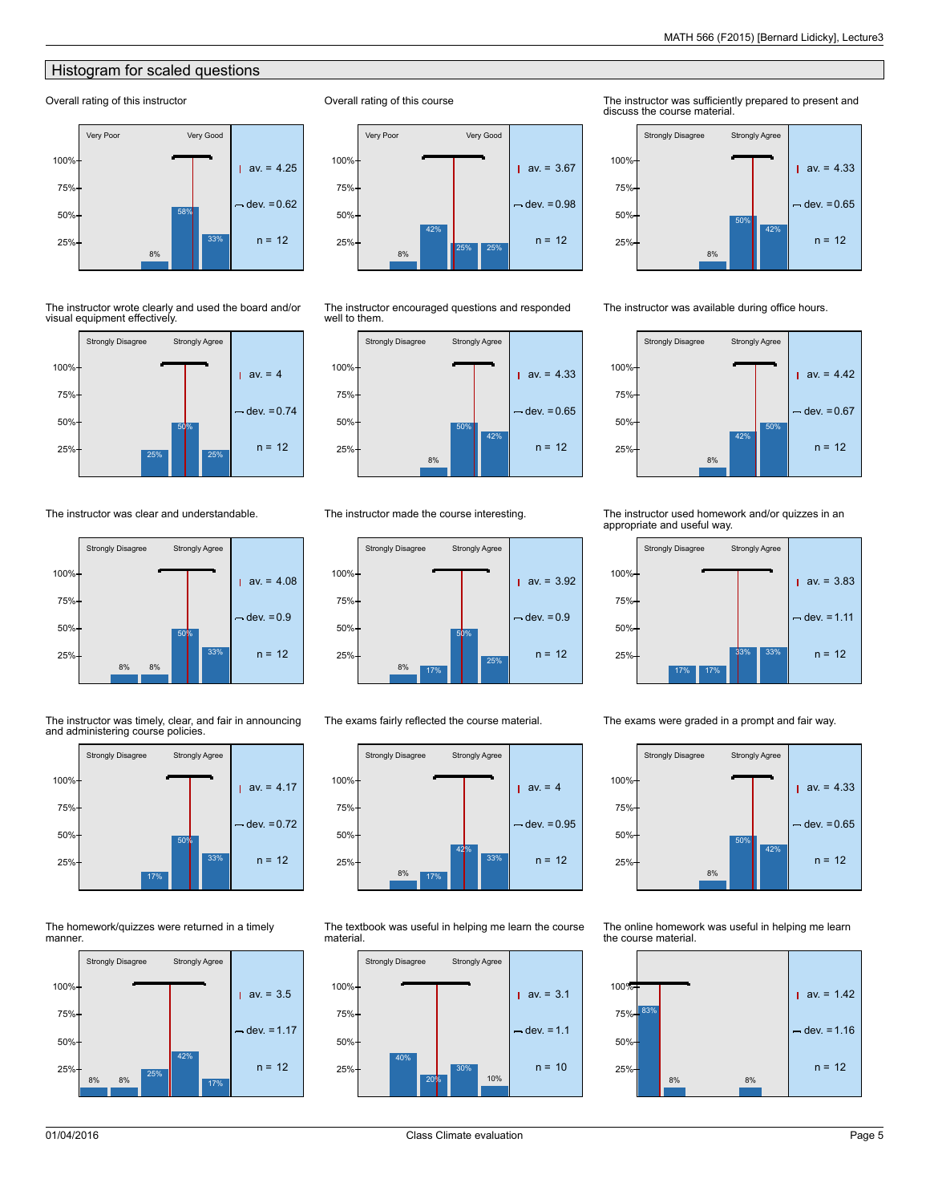## Histogram for scaled questions

### Overall rating of this instructor

Very Poor – Very Good

| | |
|---|---|
| 8% | 58% | 
| 33% | |

- av. = 4.25
- dev. = 0.62
- n = 12

### Overall rating of this course

Very Poor – Very Good

Bars: 8%, 42%, 25%, 25%

- av. = 3.67
- dev. = 0.98
- n = 12

### The instructor was sufficiently prepared to present and discuss the course material.

Strongly Disagree – Strongly Agree

Bars: 8%, 50%, 42%

- av. = 4.33
- dev. = 0.65
- n = 12

### The instructor wrote clearly and used the board and/or visual equipment effectively.

Strongly Disagree – Strongly Agree

Bars: 25%, 50%, 25%

- av. = 4
- dev. = 0.74
- n = 12

### The instructor encouraged questions and responded well to them.

Strongly Disagree – Strongly Agree

Bars: 8%, 50%, 42%

- av. = 4.33
- dev. = 0.65
- n = 12

### The instructor was available during office hours.

Strongly Disagree – Strongly Agree

Bars: 8%, 42%, 50%

- av. = 4.42
- dev. = 0.67
- n = 12

### The instructor was clear and understandable.

Strongly Disagree – Strongly Agree

Bars: 8%, 8%, 50%, 33%

- av. = 4.08
- dev. = 0.9
- n = 12

### The instructor made the course interesting.

Strongly Disagree – Strongly Agree

Bars: 8%, 17%, 50%, 25%

- av. = 3.92
- dev. = 0.9
- n = 12

### The instructor used homework and/or quizzes in an appropriate and useful way.

Strongly Disagree – Strongly Agree

Bars: 17%, 17%, 33%, 33%

- av. = 3.83
- dev. = 1.11
- n = 12

### The instructor was timely, clear, and fair in announcing and administering course policies.

Strongly Disagree – Strongly Agree

Bars: 17%, 50%, 33%

- av. = 4.17
- dev. = 0.72
- n = 12

### The exams fairly reflected the course material.

Strongly Disagree – Strongly Agree

Bars: 8%, 17%, 42%, 33%

- av. = 4
- dev. = 0.95
- n = 12

### The exams were graded in a prompt and fair way.

Strongly Disagree – Strongly Agree

Bars: 8%, 50%, 42%

- av. = 4.33
- dev. = 0.65
- n = 12

### The homework/quizzes were returned in a timely manner.

Strongly Disagree – Strongly Agree

Bars: 8%, 8%, 25%, 42%, 17%

- av. = 3.5
- dev. = 1.17
- n = 12

### The textbook was useful in helping me learn the course material.

Strongly Disagree – Strongly Agree

Bars: 40%, 20%, 30%, 10%

- av. = 3.1
- dev. = 1.1
- n = 10

### The online homework was useful in helping me learn the course material.

Bars: 83%, 8%, 8%

- av. = 1.42
- dev. = 1.16
- n = 12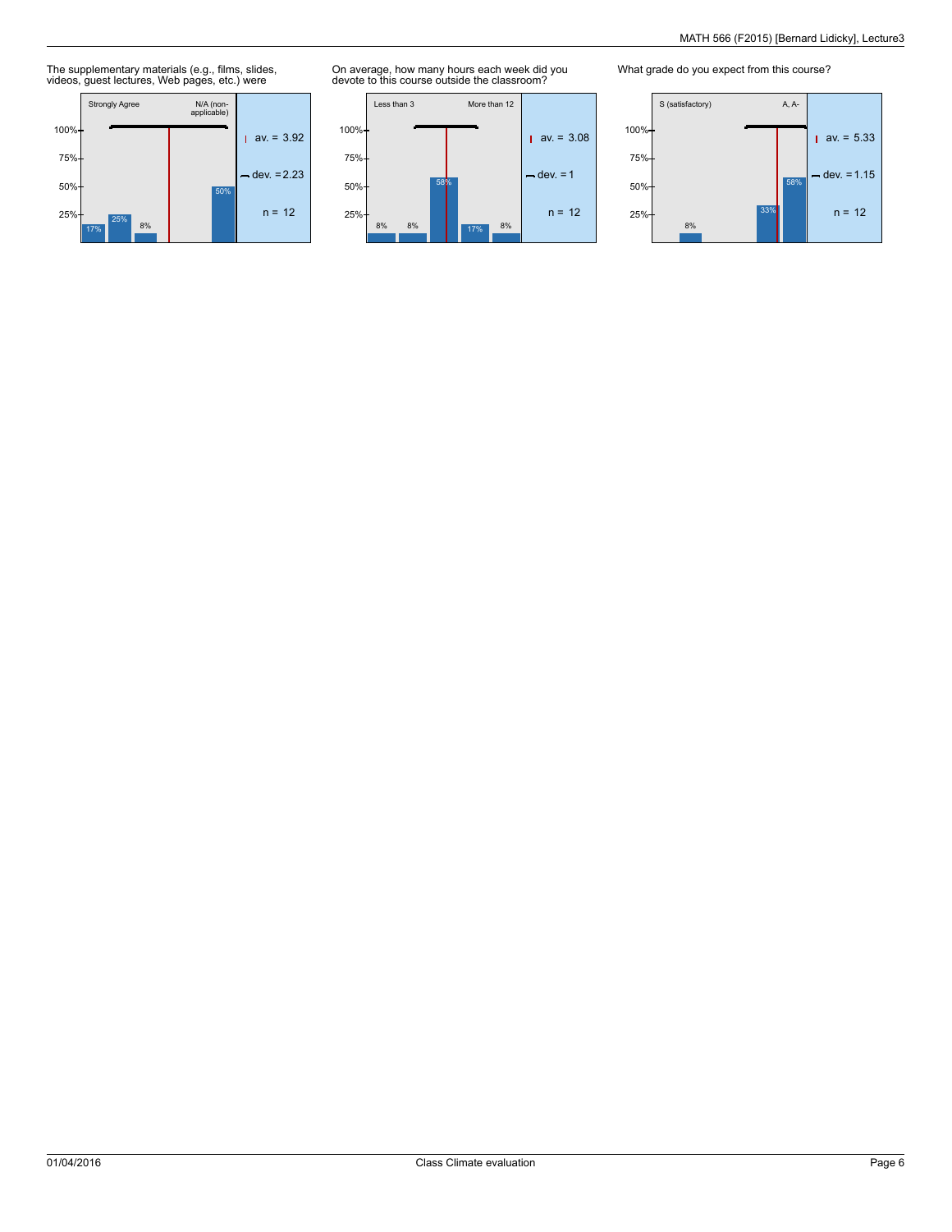The supplementary materials (e.g., films, slides, videos, guest lectures, Web pages, etc.) were

Strongly Agree — N/A (non-applicable)

| 17% | 25% | 8% | | | 50% |
|---|---|---|---|---|---|

av. = 3.92
dev. = 2.23
n = 12

On average, how many hours each week did you devote to this course outside the classroom?

Less than 3 — More than 12

| 8% | 8% | 58% | 17% | 8% |
|---|---|---|---|---|

av. = 3.08
dev. = 1
n = 12

What grade do you expect from this course?

S (satisfactory) — A, A-

| | 8% | | | 33% | 58% |
|---|---|---|---|---|---|

av. = 5.33
dev. = 1.15
n = 12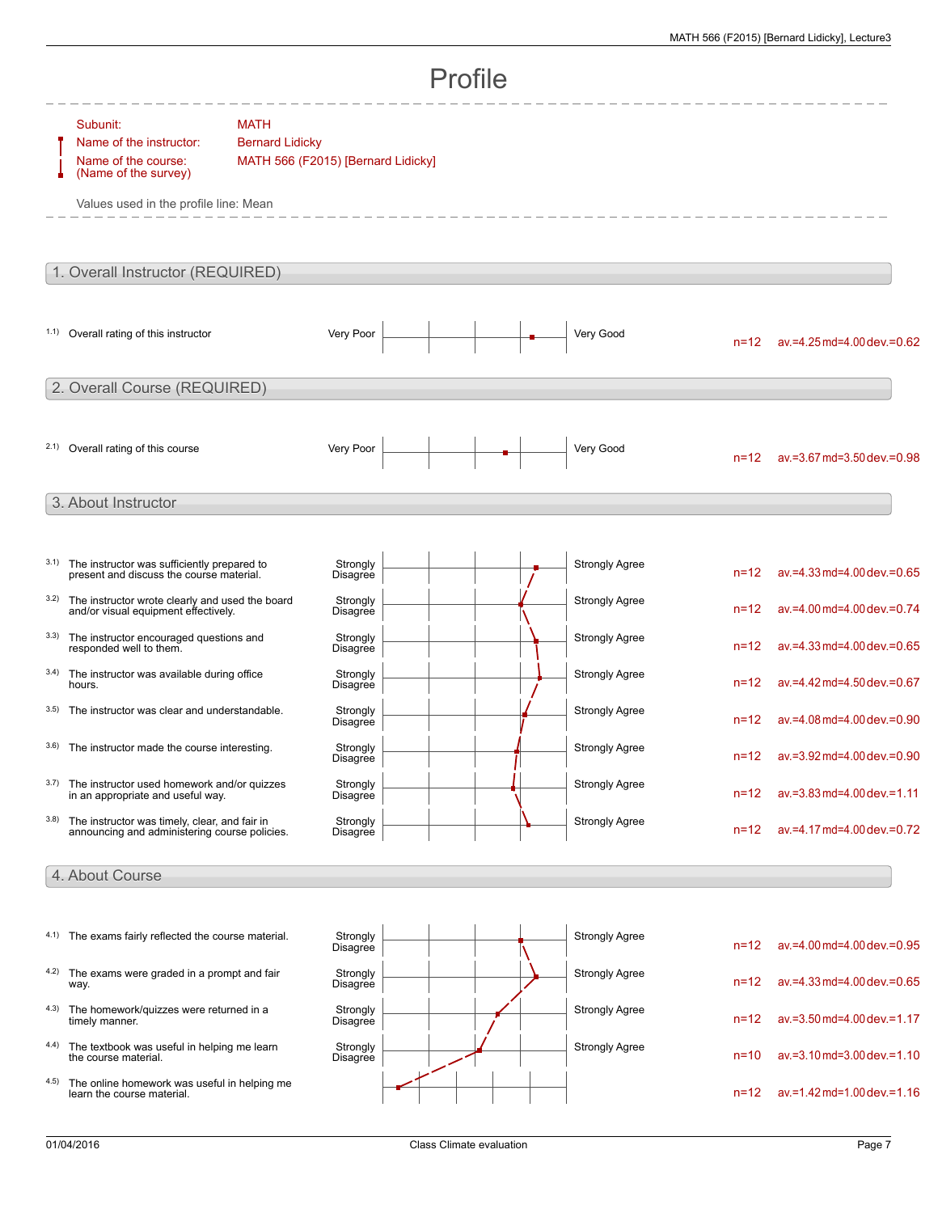# Profile

Subunit: MATH
Name of the instructor: Bernard Lidicky
Name of the course: (Name of the survey) MATH 566 (F2015) [Bernard Lidicky]

Values used in the profile line: Mean

## 1. Overall Instructor (REQUIRED)

| | Question | Left pole | Right pole | n | av. | md | dev. |
|---|---|---|---|---|---|---|---|
| 1.1) | Overall rating of this instructor | Very Poor | Very Good | n=12 | av.=4.25 | md=4.00 | dev.=0.62 |

## 2. Overall Course (REQUIRED)

| | Question | Left pole | Right pole | n | av. | md | dev. |
|---|---|---|---|---|---|---|---|
| 2.1) | Overall rating of this course | Very Poor | Very Good | n=12 | av.=3.67 | md=3.50 | dev.=0.98 |

## 3. About Instructor

| | Question | Left pole | Right pole | n | av. | md | dev. |
|---|---|---|---|---|---|---|---|
| 3.1) | The instructor was sufficiently prepared to present and discuss the course material. | Strongly Disagree | Strongly Agree | n=12 | av.=4.33 | md=4.00 | dev.=0.65 |
| 3.2) | The instructor wrote clearly and used the board and/or visual equipment effectively. | Strongly Disagree | Strongly Agree | n=12 | av.=4.00 | md=4.00 | dev.=0.74 |
| 3.3) | The instructor encouraged questions and responded well to them. | Strongly Disagree | Strongly Agree | n=12 | av.=4.33 | md=4.00 | dev.=0.65 |
| 3.4) | The instructor was available during office hours. | Strongly Disagree | Strongly Agree | n=12 | av.=4.42 | md=4.50 | dev.=0.67 |
| 3.5) | The instructor was clear and understandable. | Strongly Disagree | Strongly Agree | n=12 | av.=4.08 | md=4.00 | dev.=0.90 |
| 3.6) | The instructor made the course interesting. | Strongly Disagree | Strongly Agree | n=12 | av.=3.92 | md=4.00 | dev.=0.90 |
| 3.7) | The instructor used homework and/or quizzes in an appropriate and useful way. | Strongly Disagree | Strongly Agree | n=12 | av.=3.83 | md=4.00 | dev.=1.11 |
| 3.8) | The instructor was timely, clear, and fair in announcing and administering course policies. | Strongly Disagree | Strongly Agree | n=12 | av.=4.17 | md=4.00 | dev.=0.72 |

## 4. About Course

| | Question | Left pole | Right pole | n | av. | md | dev. |
|---|---|---|---|---|---|---|---|
| 4.1) | The exams fairly reflected the course material. | Strongly Disagree | Strongly Agree | n=12 | av.=4.00 | md=4.00 | dev.=0.95 |
| 4.2) | The exams were graded in a prompt and fair way. | Strongly Disagree | Strongly Agree | n=12 | av.=4.33 | md=4.00 | dev.=0.65 |
| 4.3) | The homework/quizzes were returned in a timely manner. | Strongly Disagree | Strongly Agree | n=12 | av.=3.50 | md=4.00 | dev.=1.17 |
| 4.4) | The textbook was useful in helping me learn the course material. | Strongly Disagree | Strongly Agree | n=10 | av.=3.10 | md=3.00 | dev.=1.10 |
| 4.5) | The online homework was useful in helping me learn the course material. | | | n=12 | av.=1.42 | md=1.00 | dev.=1.16 |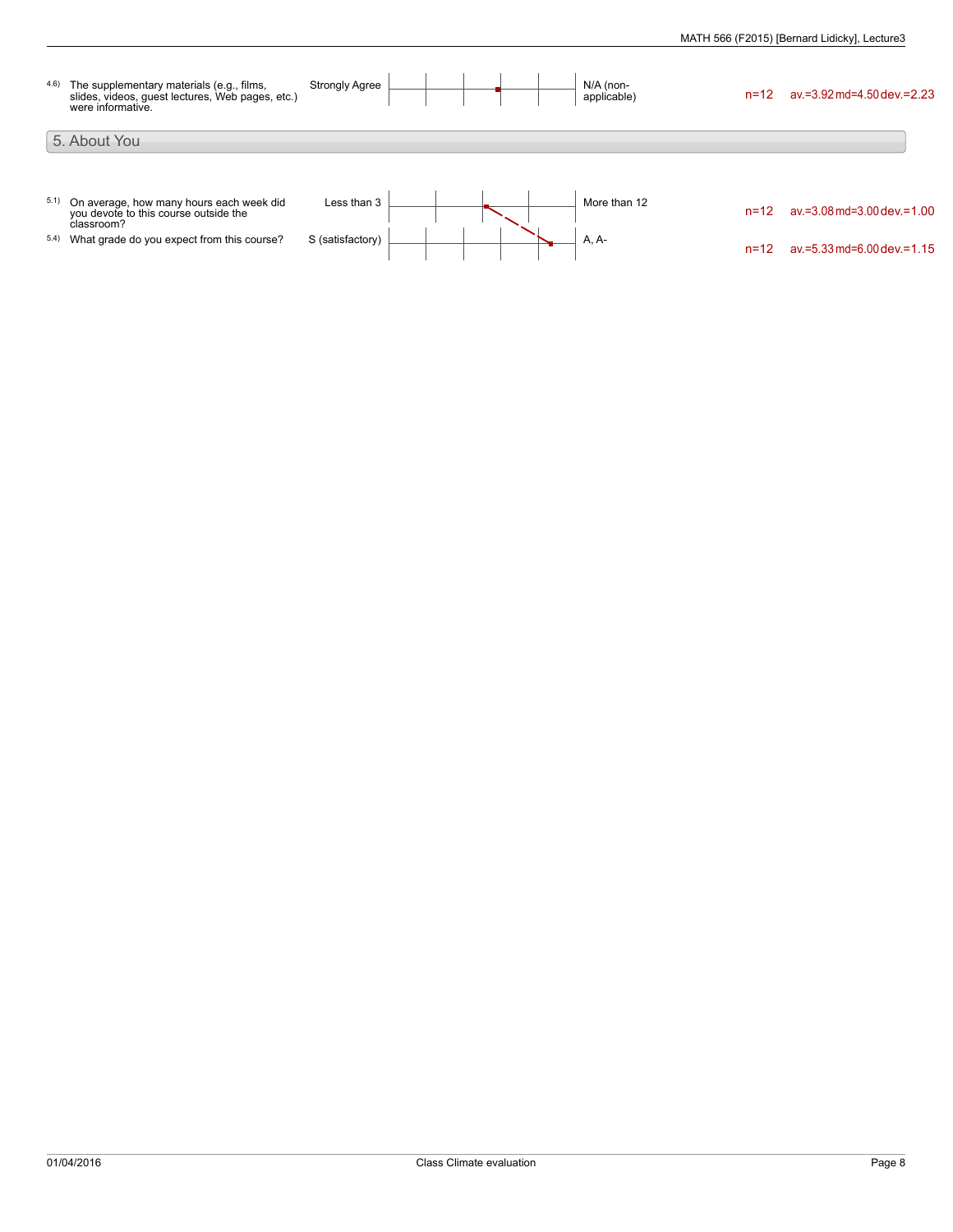4.6) The supplementary materials (e.g., films, slides, videos, guest lectures, Web pages, etc.) were informative.

Strongly Agree — N/A (non-applicable)

n=12 av.=3.92 md=4.50 dev.=2.23

## 5. About You

5.1) On average, how many hours each week did you devote to this course outside the classroom?

Less than 3 — More than 12

n=12 av.=3.08 md=3.00 dev.=1.00

5.4) What grade do you expect from this course?

S (satisfactory) — A, A-

n=12 av.=5.33 md=6.00 dev.=1.15